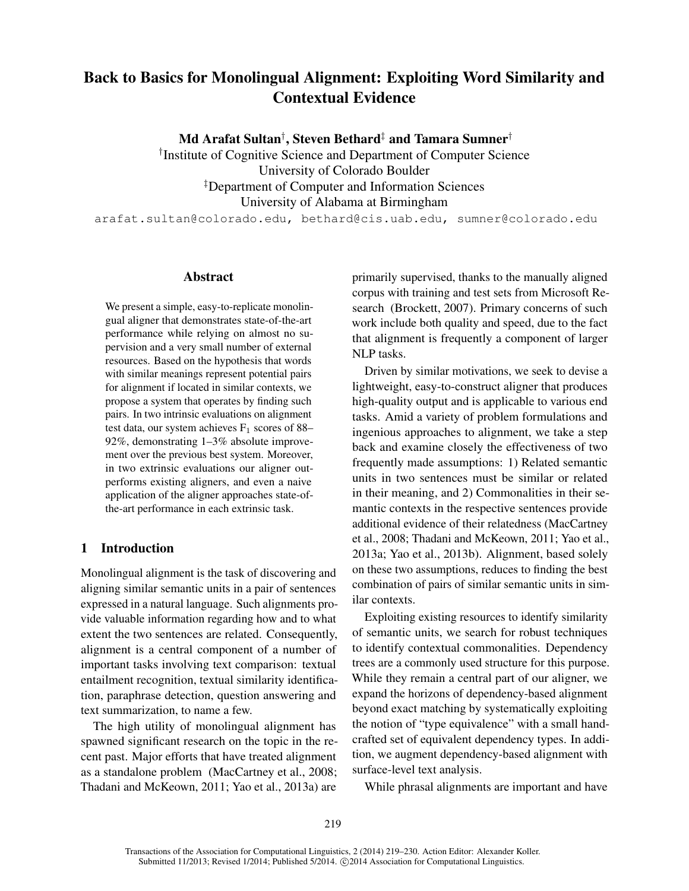# Back to Basics for Monolingual Alignment: Exploiting Word Similarity and Contextual Evidence

**Md Arafat Sultan[†], Steven Bethard[‡] and Tamara Sumner[†]**

[†]Institute of Cognitive Science and Department of Computer Science
University of Colorado Boulder
[‡]Department of Computer and Information Sciences
University of Alabama at Birmingham

arafat.sultan@colorado.edu, bethard@cis.uab.edu, sumner@colorado.edu

## Abstract

We present a simple, easy-to-replicate monolingual aligner that demonstrates state-of-the-art performance while relying on almost no supervision and a very small number of external resources. Based on the hypothesis that words with similar meanings represent potential pairs for alignment if located in similar contexts, we propose a system that operates by finding such pairs. In two intrinsic evaluations on alignment test data, our system achieves $F_1$ scores of 88–92%, demonstrating 1–3% absolute improvement over the previous best system. Moreover, in two extrinsic evaluations our aligner outperforms existing aligners, and even a naive application of the aligner approaches state-of-the-art performance in each extrinsic task.

## 1 Introduction

Monolingual alignment is the task of discovering and aligning similar semantic units in a pair of sentences expressed in a natural language. Such alignments provide valuable information regarding how and to what extent the two sentences are related. Consequently, alignment is a central component of a number of important tasks involving text comparison: textual entailment recognition, textual similarity identification, paraphrase detection, question answering and text summarization, to name a few.

The high utility of monolingual alignment has spawned significant research on the topic in the recent past. Major efforts that have treated alignment as a standalone problem (MacCartney et al., 2008; Thadani and McKeown, 2011; Yao et al., 2013a) are primarily supervised, thanks to the manually aligned corpus with training and test sets from Microsoft Research (Brockett, 2007). Primary concerns of such work include both quality and speed, due to the fact that alignment is frequently a component of larger NLP tasks.

Driven by similar motivations, we seek to devise a lightweight, easy-to-construct aligner that produces high-quality output and is applicable to various end tasks. Amid a variety of problem formulations and ingenious approaches to alignment, we take a step back and examine closely the effectiveness of two frequently made assumptions: 1) Related semantic units in two sentences must be similar or related in their meaning, and 2) Commonalities in their semantic contexts in the respective sentences provide additional evidence of their relatedness (MacCartney et al., 2008; Thadani and McKeown, 2011; Yao et al., 2013a; Yao et al., 2013b). Alignment, based solely on these two assumptions, reduces to finding the best combination of pairs of similar semantic units in similar contexts.

Exploiting existing resources to identify similarity of semantic units, we search for robust techniques to identify contextual commonalities. Dependency trees are a commonly used structure for this purpose. While they remain a central part of our aligner, we expand the horizons of dependency-based alignment beyond exact matching by systematically exploiting the notion of "type equivalence" with a small hand-crafted set of equivalent dependency types. In addition, we augment dependency-based alignment with surface-level text analysis.

While phrasal alignments are important and have

Transactions of the Association for Computational Linguistics, 2 (2014) 219–230. Action Editor: Alexander Koller.
Submitted 11/2013; Revised 1/2014; Published 5/2014. ©2014 Association for Computational Linguistics.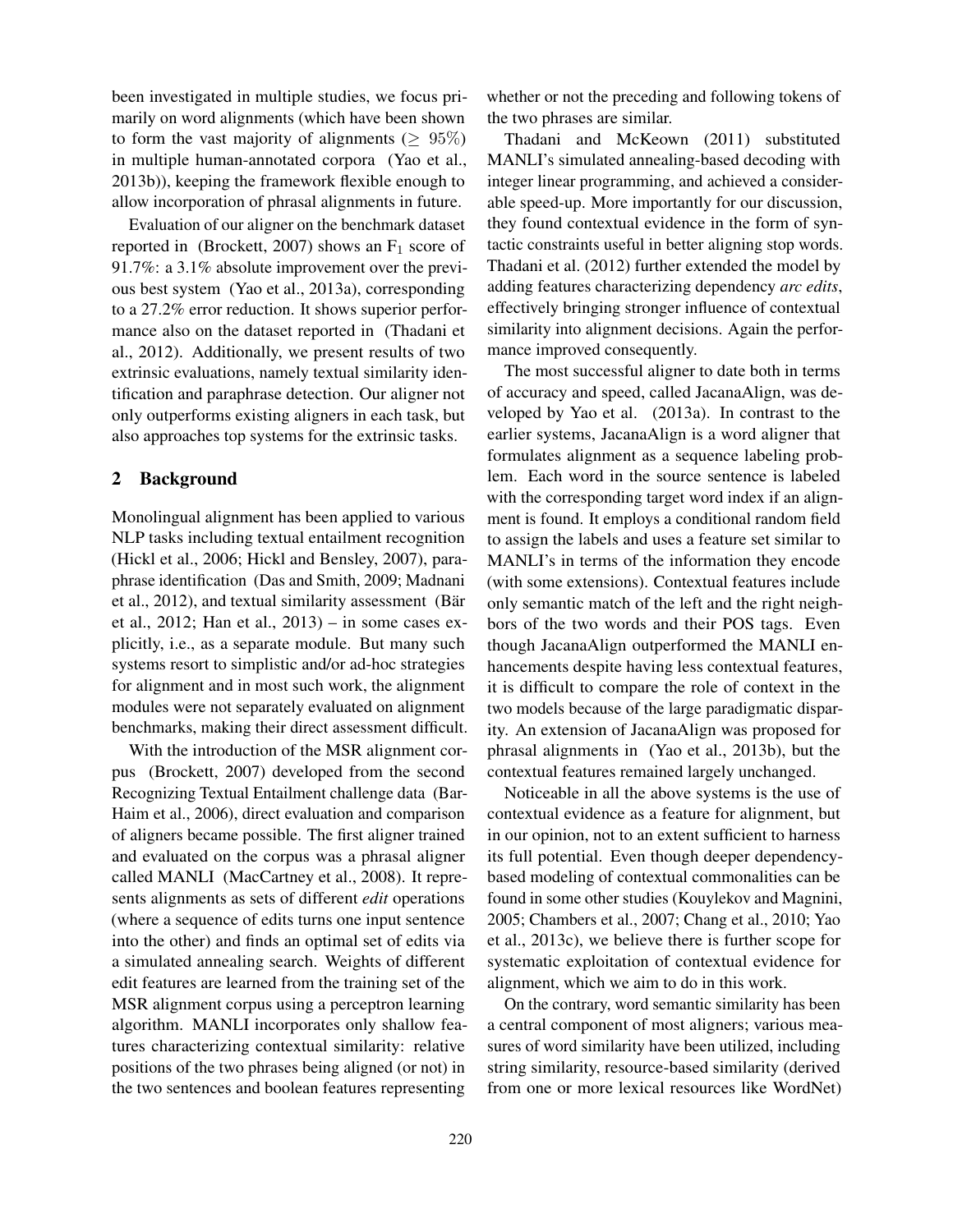been investigated in multiple studies, we focus primarily on word alignments (which have been shown to form the vast majority of alignments ($\geq 95\%$) in multiple human-annotated corpora (Yao et al., 2013b)), keeping the framework flexible enough to allow incorporation of phrasal alignments in future.

Evaluation of our aligner on the benchmark dataset reported in (Brockett, 2007) shows an $F_1$ score of 91.7%: a 3.1% absolute improvement over the previous best system (Yao et al., 2013a), corresponding to a 27.2% error reduction. It shows superior performance also on the dataset reported in (Thadani et al., 2012). Additionally, we present results of two extrinsic evaluations, namely textual similarity identification and paraphrase detection. Our aligner not only outperforms existing aligners in each task, but also approaches top systems for the extrinsic tasks.

## 2 Background

Monolingual alignment has been applied to various NLP tasks including textual entailment recognition (Hickl et al., 2006; Hickl and Bensley, 2007), paraphrase identification (Das and Smith, 2009; Madnani et al., 2012), and textual similarity assessment (Bär et al., 2012; Han et al., 2013) – in some cases explicitly, i.e., as a separate module. But many such systems resort to simplistic and/or ad-hoc strategies for alignment and in most such work, the alignment modules were not separately evaluated on alignment benchmarks, making their direct assessment difficult.

With the introduction of the MSR alignment corpus (Brockett, 2007) developed from the second Recognizing Textual Entailment challenge data (Bar-Haim et al., 2006), direct evaluation and comparison of aligners became possible. The first aligner trained and evaluated on the corpus was a phrasal aligner called MANLI (MacCartney et al., 2008). It represents alignments as sets of different *edit* operations (where a sequence of edits turns one input sentence into the other) and finds an optimal set of edits via a simulated annealing search. Weights of different edit features are learned from the training set of the MSR alignment corpus using a perceptron learning algorithm. MANLI incorporates only shallow features characterizing contextual similarity: relative positions of the two phrases being aligned (or not) in the two sentences and boolean features representing whether or not the preceding and following tokens of the two phrases are similar.

Thadani and McKeown (2011) substituted MANLI's simulated annealing-based decoding with integer linear programming, and achieved a considerable speed-up. More importantly for our discussion, they found contextual evidence in the form of syntactic constraints useful in better aligning stop words. Thadani et al. (2012) further extended the model by adding features characterizing dependency *arc edits*, effectively bringing stronger influence of contextual similarity into alignment decisions. Again the performance improved consequently.

The most successful aligner to date both in terms of accuracy and speed, called JacanaAlign, was developed by Yao et al. (2013a). In contrast to the earlier systems, JacanaAlign is a word aligner that formulates alignment as a sequence labeling problem. Each word in the source sentence is labeled with the corresponding target word index if an alignment is found. It employs a conditional random field to assign the labels and uses a feature set similar to MANLI's in terms of the information they encode (with some extensions). Contextual features include only semantic match of the left and the right neighbors of the two words and their POS tags. Even though JacanaAlign outperformed the MANLI enhancements despite having less contextual features, it is difficult to compare the role of context in the two models because of the large paradigmatic disparity. An extension of JacanaAlign was proposed for phrasal alignments in (Yao et al., 2013b), but the contextual features remained largely unchanged.

Noticeable in all the above systems is the use of contextual evidence as a feature for alignment, but in our opinion, not to an extent sufficient to harness its full potential. Even though deeper dependency-based modeling of contextual commonalities can be found in some other studies (Kouylekov and Magnini, 2005; Chambers et al., 2007; Chang et al., 2010; Yao et al., 2013c), we believe there is further scope for systematic exploitation of contextual evidence for alignment, which we aim to do in this work.

On the contrary, word semantic similarity has been a central component of most aligners; various measures of word similarity have been utilized, including string similarity, resource-based similarity (derived from one or more lexical resources like WordNet)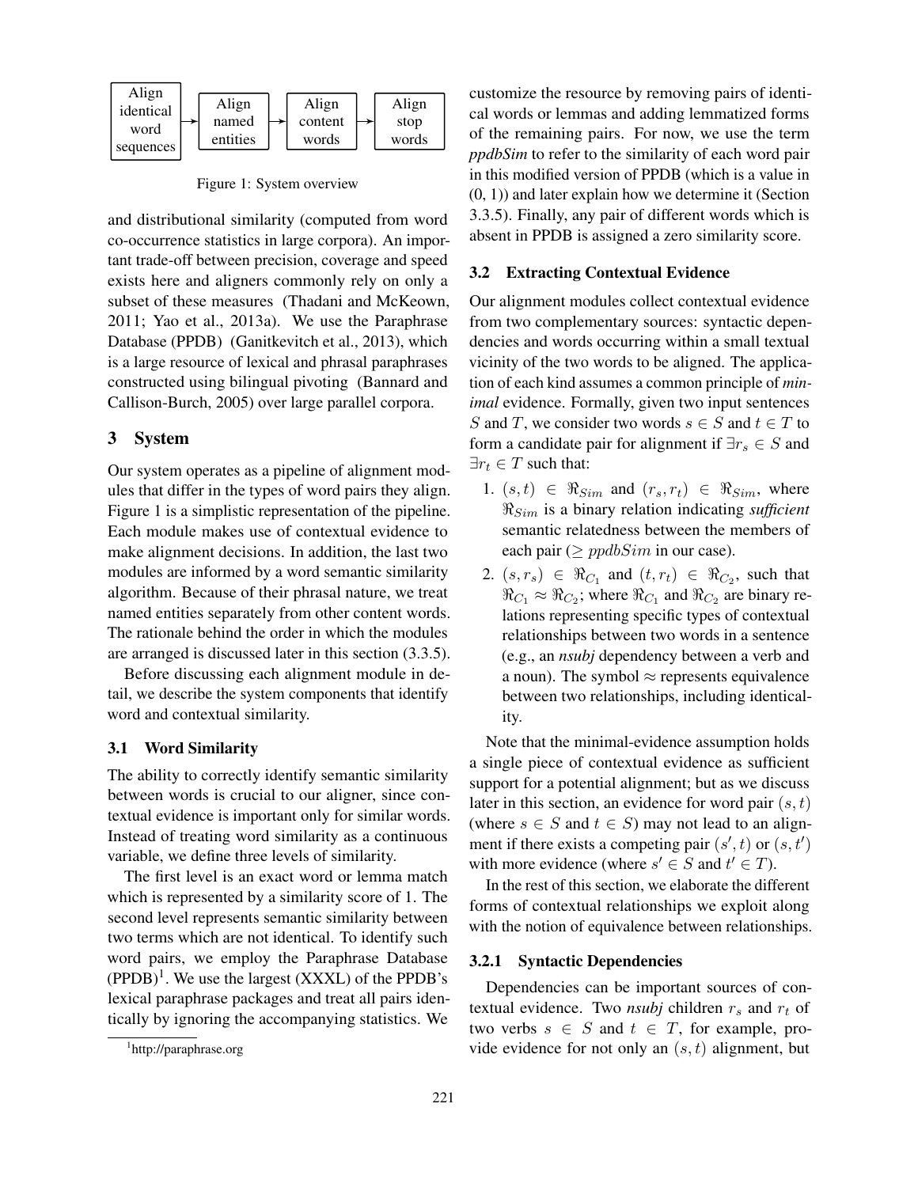Align identical word sequences → Align named entities → Align content words → Align stop words

Figure 1: System overview

and distributional similarity (computed from word co-occurrence statistics in large corpora). An important trade-off between precision, coverage and speed exists here and aligners commonly rely on only a subset of these measures (Thadani and McKeown, 2011; Yao et al., 2013a). We use the Paraphrase Database (PPDB) (Ganitkevitch et al., 2013), which is a large resource of lexical and phrasal paraphrases constructed using bilingual pivoting (Bannard and Callison-Burch, 2005) over large parallel corpora.

## 3 System

Our system operates as a pipeline of alignment modules that differ in the types of word pairs they align. Figure 1 is a simplistic representation of the pipeline. Each module makes use of contextual evidence to make alignment decisions. In addition, the last two modules are informed by a word semantic similarity algorithm. Because of their phrasal nature, we treat named entities separately from other content words. The rationale behind the order in which the modules are arranged is discussed later in this section (3.3.5).

Before discussing each alignment module in detail, we describe the system components that identify word and contextual similarity.

### 3.1 Word Similarity

The ability to correctly identify semantic similarity between words is crucial to our aligner, since contextual evidence is important only for similar words. Instead of treating word similarity as a continuous variable, we define three levels of similarity.

The first level is an exact word or lemma match which is represented by a similarity score of 1. The second level represents semantic similarity between two terms which are not identical. To identify such word pairs, we employ the Paraphrase Database (PPDB)[1]. We use the largest (XXXL) of the PPDB's lexical paraphrase packages and treat all pairs identically by ignoring the accompanying statistics. We customize the resource by removing pairs of identical words or lemmas and adding lemmatized forms of the remaining pairs. For now, we use the term *ppdbSim* to refer to the similarity of each word pair in this modified version of PPDB (which is a value in (0, 1)) and later explain how we determine it (Section 3.3.5). Finally, any pair of different words which is absent in PPDB is assigned a zero similarity score.

[1]http://paraphrase.org

### 3.2 Extracting Contextual Evidence

Our alignment modules collect contextual evidence from two complementary sources: syntactic dependencies and words occurring within a small textual vicinity of the two words to be aligned. The application of each kind assumes a common principle of *minimal* evidence. Formally, given two input sentences $S$ and $T$, we consider two words $s \in S$ and $t \in T$ to form a candidate pair for alignment if $\exists r_s \in S$ and $\exists r_t \in T$ such that:

1. $(s, t) \in \Re_{Sim}$ and $(r_s, r_t) \in \Re_{Sim}$, where $\Re_{Sim}$ is a binary relation indicating ***sufficient*** semantic relatedness between the members of each pair ($\geq ppdbSim$ in our case).
2. $(s, r_s) \in \Re_{C_1}$ and $(t, r_t) \in \Re_{C_2}$, such that $\Re_{C_1} \approx \Re_{C_2}$; where $\Re_{C_1}$ and $\Re_{C_2}$ are binary relations representing specific types of contextual relationships between two words in a sentence (e.g., an *nsubj* dependency between a verb and a noun). The symbol $\approx$ represents equivalence between two relationships, including identicality.

Note that the minimal-evidence assumption holds a single piece of contextual evidence as sufficient support for a potential alignment; but as we discuss later in this section, an evidence for word pair $(s, t)$ (where $s \in S$ and $t \in S$) may not lead to an alignment if there exists a competing pair $(s', t)$ or $(s, t')$ with more evidence (where $s' \in S$ and $t' \in T$).

In the rest of this section, we elaborate the different forms of contextual relationships we exploit along with the notion of equivalence between relationships.

#### 3.2.1 Syntactic Dependencies

Dependencies can be important sources of contextual evidence. Two *nsubj* children $r_s$ and $r_t$ of two verbs $s \in S$ and $t \in T$, for example, provide evidence for not only an $(s, t)$ alignment, but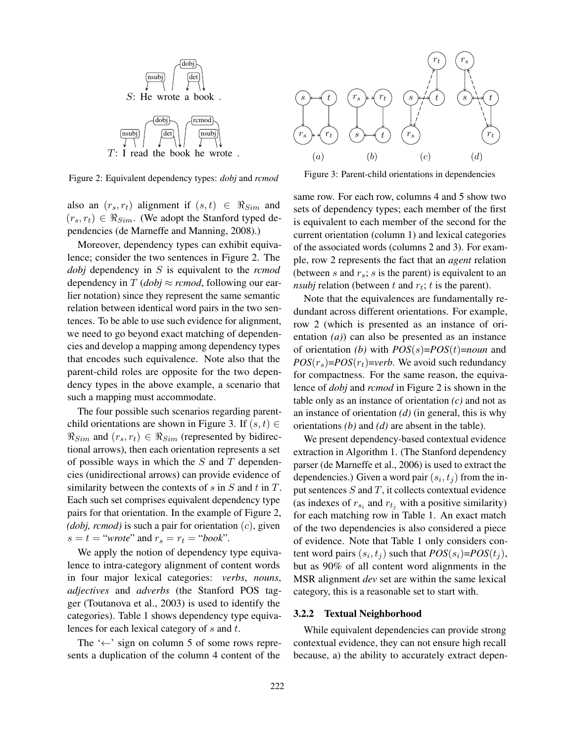S: He wrote a book .

T: I read the book he wrote .

Figure 2: Equivalent dependency types: *dobj* and *rcmod*

also an $(r_s, r_t)$ alignment if $(s, t) \in \Re_{Sim}$ and $(r_s, r_t) \in \Re_{Sim}$. (We adopt the Stanford typed dependencies (de Marneffe and Manning, 2008).)

Moreover, dependency types can exhibit equivalence; consider the two sentences in Figure 2. The *dobj* dependency in $S$ is equivalent to the *rcmod* dependency in $T$ (*dobj* $\approx$ *rcmod*, following our earlier notation) since they represent the same semantic relation between identical word pairs in the two sentences. To be able to use such evidence for alignment, we need to go beyond exact matching of dependencies and develop a mapping among dependency types that encodes such equivalence. Note also that the parent-child roles are opposite for the two dependency types in the above example, a scenario that such a mapping must accommodate.

The four possible such scenarios regarding parent-child orientations are shown in Figure 3. If $(s, t) \in \Re_{Sim}$ and $(r_s, r_t) \in \Re_{Sim}$ (represented by bidirectional arrows), then each orientation represents a set of possible ways in which the $S$ and $T$ dependencies (unidirectional arrows) can provide evidence of similarity between the contexts of $s$ in $S$ and $t$ in $T$. Each such set comprises equivalent dependency type pairs for that orientation. In the example of Figure 2, *(dobj, rcmod)* is such a pair for orientation $(c)$, given $s = t =$ "*wrote*" and $r_s = r_t =$ "*book*".

We apply the notion of dependency type equivalence to intra-category alignment of content words in four major lexical categories: *verbs*, *nouns*, *adjectives* and *adverbs* (the Stanford POS tagger (Toutanova et al., 2003) is used to identify the categories). Table 1 shows dependency type equivalences for each lexical category of $s$ and $t$.

The '$\leftarrow$' sign on column 5 of some rows represents a duplication of the column 4 content of the same row. For each row, columns 4 and 5 show two sets of dependency types; each member of the first is equivalent to each member of the second for the current orientation (column 1) and lexical categories of the associated words (columns 2 and 3). For example, row 2 represents the fact that an *agent* relation (between $s$ and $r_s$; $s$ is the parent) is equivalent to an *nsubj* relation (between $t$ and $r_t$; $t$ is the parent).

Figure 3: Parent-child orientations in dependencies

Note that the equivalences are fundamentally redundant across different orientations. For example, row 2 (which is presented as an instance of orientation *(a)*) can also be presented as an instance of orientation *(b)* with *POS*($s$)=*POS*($t$)=*noun* and *POS*($r_s$)=*POS*($r_t$)=*verb*. We avoid such redundancy for compactness. For the same reason, the equivalence of *dobj* and *rcmod* in Figure 2 is shown in the table only as an instance of orientation *(c)* and not as an instance of orientation *(d)* (in general, this is why orientations *(b)* and *(d)* are absent in the table).

We present dependency-based contextual evidence extraction in Algorithm 1. (The Stanford dependency parser (de Marneffe et al., 2006) is used to extract the dependencies.) Given a word pair $(s_i, t_j)$ from the input sentences $S$ and $T$, it collects contextual evidence (as indexes of $r_{s_i}$ and $r_{t_j}$ with a positive similarity) for each matching row in Table 1. An exact match of the two dependencies is also considered a piece of evidence. Note that Table 1 only considers content word pairs $(s_i, t_j)$ such that *POS*($s_i$)=*POS*($t_j$), but as 90% of all content word alignments in the MSR alignment *dev* set are within the same lexical category, this is a reasonable set to start with.

### 3.2.2 Textual Neighborhood

While equivalent dependencies can provide strong contextual evidence, they can not ensure high recall because, a) the ability to accurately extract depen-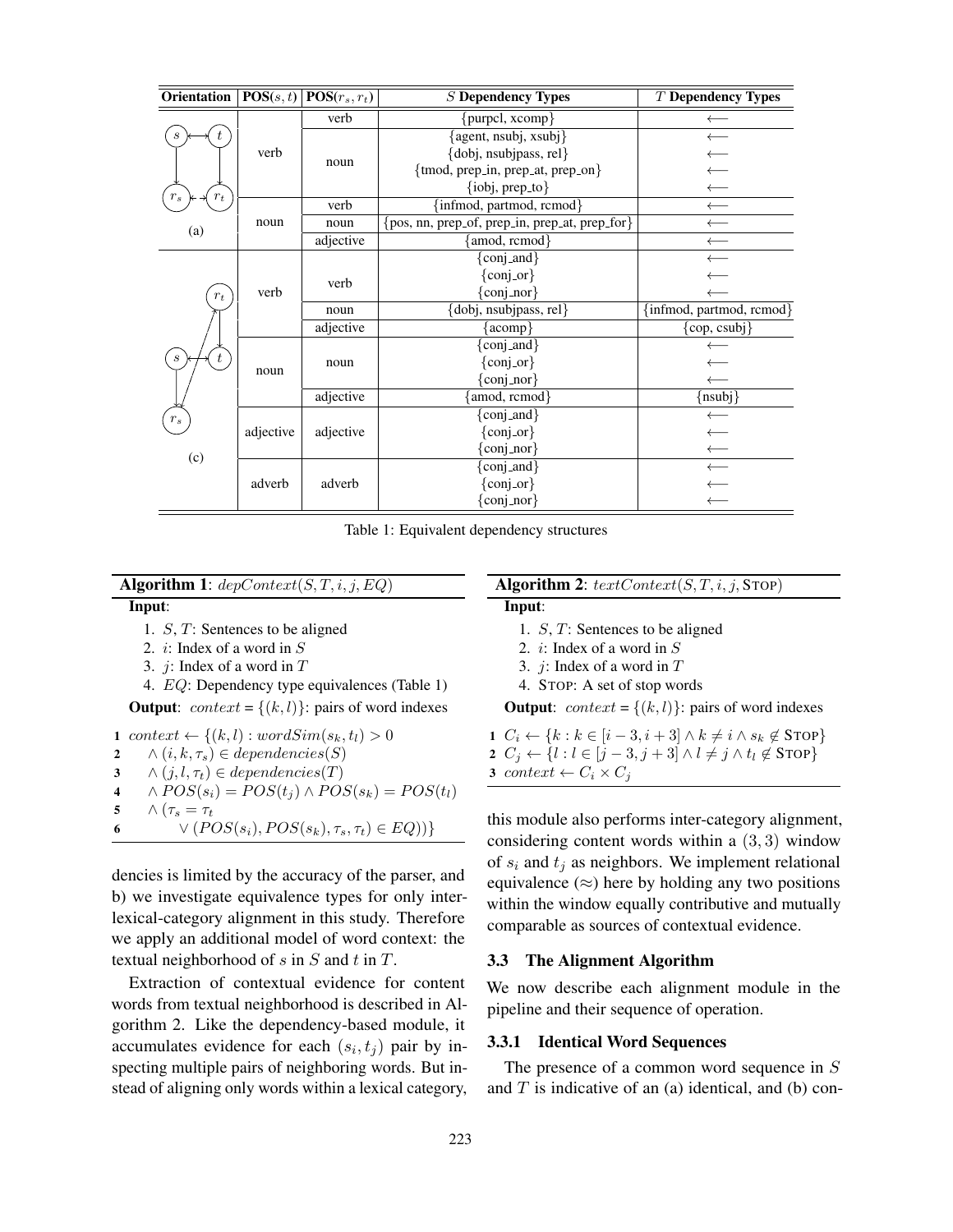| Orientation | POS$(s,t)$ | POS$(r_s,r_t)$ | $S$ Dependency Types | $T$ Dependency Types |
|---|---|---|---|---|
| (a) | verb | verb | {purpcl, xcomp} | ⟵ |
| | | noun | {agent, nsubj, xsubj} | ⟵ |
| | | | {dobj, nsubjpass, rel} | ⟵ |
| | | | {tmod, prep_in, prep_at, prep_on} | ⟵ |
| | | | {iobj, prep_to} | ⟵ |
| | noun | verb | {infmod, partmod, rcmod} | ⟵ |
| | | noun | {pos, nn, prep_of, prep_in, prep_at, prep_for} | ⟵ |
| | | adjective | {amod, rcmod} | ⟵ |
| (c) | verb | verb | {conj_and} | ⟵ |
| | | | {conj_or} | ⟵ |
| | | | {conj_nor} | ⟵ |
| | | noun | {dobj, nsubjpass, rel} | {infmod, partmod, rcmod} |
| | | adjective | {acomp} | {cop, csubj} |
| | noun | noun | {conj_and} | ⟵ |
| | | | {conj_or} | ⟵ |
| | | | {conj_nor} | ⟵ |
| | | adjective | {amod, rcmod} | {nsubj} |
| | adjective | adjective | {conj_and} | ⟵ |
| | | | {conj_or} | ⟵ |
| | | | {conj_nor} | ⟵ |
| | adverb | adverb | {conj_and} | ⟵ |
| | | | {conj_or} | ⟵ |
| | | | {conj_nor} | ⟵ |

Table 1: Equivalent dependency structures

**Algorithm 1**: $depContext(S, T, i, j, EQ)$

**Input**:

1. $S$, $T$: Sentences to be aligned
2. $i$: Index of a word in $S$
3. $j$: Index of a word in $T$
4. $EQ$: Dependency type equivalences (Table 1)

**Output**: $context = \{(k, l)\}$: pairs of word indexes

```
1 context ← {(k, l) : wordSim(s_k, t_l) > 0
2     ∧ (i, k, τ_s) ∈ dependencies(S)
3     ∧ (j, l, τ_t) ∈ dependencies(T)
4     ∧ POS(s_i) = POS(t_j) ∧ POS(s_k) = POS(t_l)
5     ∧ (τ_s = τ_t
6         ∨ (POS(s_i), POS(s_k), τ_s, τ_t) ∈ EQ))}
```

dencies is limited by the accuracy of the parser, and b) we investigate equivalence types for only inter-lexical-category alignment in this study. Therefore we apply an additional model of word context: the textual neighborhood of $s$ in $S$ and $t$ in $T$.

Extraction of contextual evidence for content words from textual neighborhood is described in Algorithm 2. Like the dependency-based module, it accumulates evidence for each $(s_i, t_j)$ pair by inspecting multiple pairs of neighboring words. But instead of aligning only words within a lexical category,

**Algorithm 2**: $textContext(S, T, i, j, \textsc{Stop})$

**Input**:

1. $S$, $T$: Sentences to be aligned
2. $i$: Index of a word in $S$
3. $j$: Index of a word in $T$
4. STOP: A set of stop words

**Output**: $context = \{(k, l)\}$: pairs of word indexes

```
1 C_i ← {k : k ∈ [i − 3, i + 3] ∧ k ≠ i ∧ s_k ∉ STOP}
2 C_j ← {l : l ∈ [j − 3, j + 3] ∧ l ≠ j ∧ t_l ∉ STOP}
3 context ← C_i × C_j
```

this module also performs inter-category alignment, considering content words within a $(3, 3)$ window of $s_i$ and $t_j$ as neighbors. We implement relational equivalence ($\approx$) here by holding any two positions within the window equally contributive and mutually comparable as sources of contextual evidence.

### 3.3 The Alignment Algorithm

We now describe each alignment module in the pipeline and their sequence of operation.

#### 3.3.1 Identical Word Sequences

The presence of a common word sequence in $S$ and $T$ is indicative of an (a) identical, and (b) con-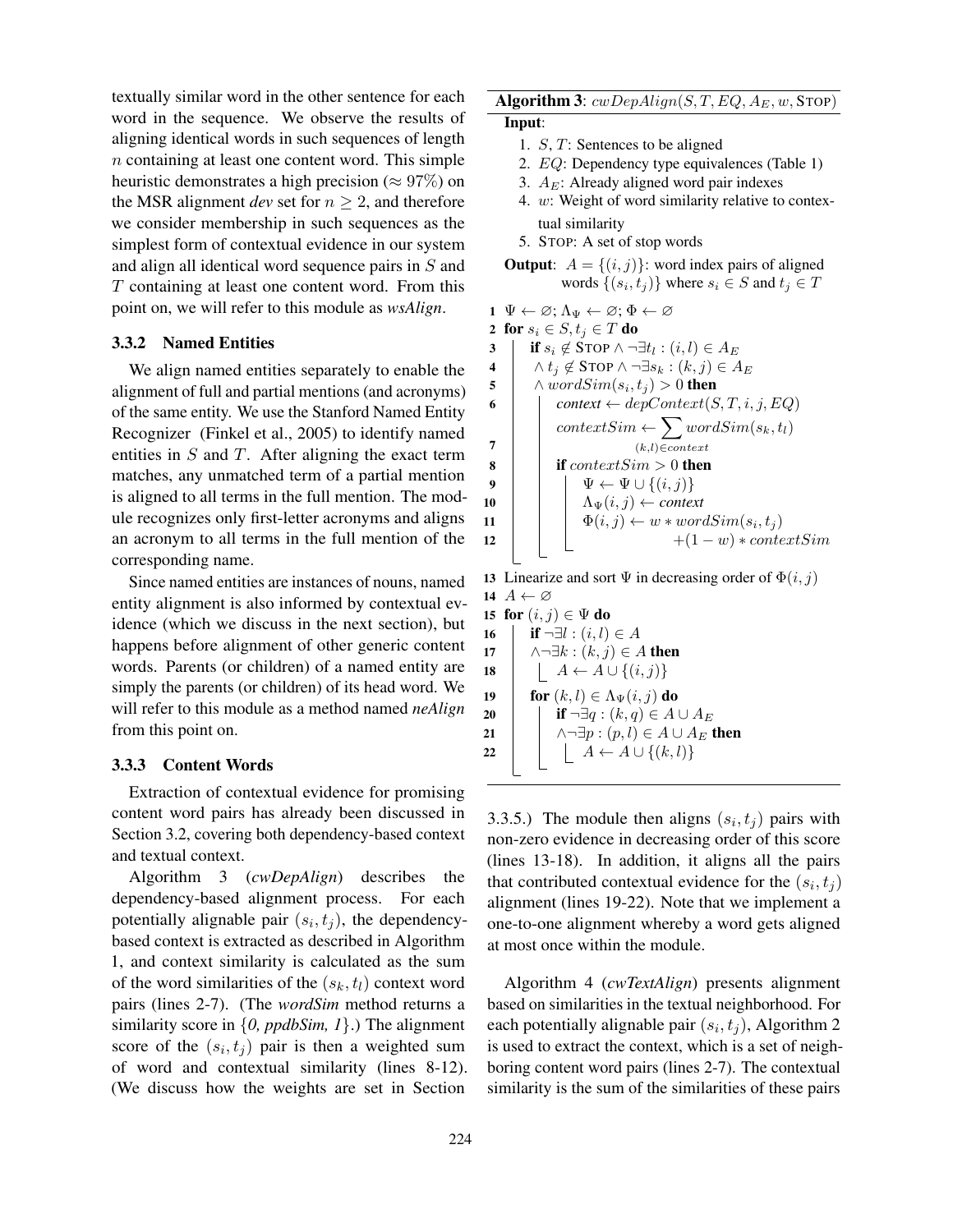textually similar word in the other sentence for each word in the sequence. We observe the results of aligning identical words in such sequences of length $n$ containing at least one content word. This simple heuristic demonstrates a high precision ($\approx 97\%$) on the MSR alignment *dev* set for $n \geq 2$, and therefore we consider membership in such sequences as the simplest form of contextual evidence in our system and align all identical word sequence pairs in $S$ and $T$ containing at least one content word. From this point on, we will refer to this module as *wsAlign*.

### 3.3.2 Named Entities

We align named entities separately to enable the alignment of full and partial mentions (and acronyms) of the same entity. We use the Stanford Named Entity Recognizer (Finkel et al., 2005) to identify named entities in $S$ and $T$. After aligning the exact term matches, any unmatched term of a partial mention is aligned to all terms in the full mention. The module recognizes only first-letter acronyms and aligns an acronym to all terms in the full mention of the corresponding name.

Since named entities are instances of nouns, named entity alignment is also informed by contextual evidence (which we discuss in the next section), but happens before alignment of other generic content words. Parents (or children) of a named entity are simply the parents (or children) of its head word. We will refer to this module as a method named *neAlign* from this point on.

### 3.3.3 Content Words

Extraction of contextual evidence for promising content word pairs has already been discussed in Section 3.2, covering both dependency-based context and textual context.

Algorithm 3 (*cwDepAlign*) describes the dependency-based alignment process. For each potentially alignable pair $(s_i, t_j)$, the dependency-based context is extracted as described in Algorithm 1, and context similarity is calculated as the sum of the word similarities of the $(s_k, t_l)$ context word pairs (lines 2-7). (The *wordSim* method returns a similarity score in $\{0, ppdbSim, 1\}$.) The alignment score of the $(s_i, t_j)$ pair is then a weighted sum of word and contextual similarity (lines 8-12). (We discuss how the weights are set in Section 3.3.5.) The module then aligns $(s_i, t_j)$ pairs with non-zero evidence in decreasing order of this score (lines 13-18). In addition, it aligns all the pairs that contributed contextual evidence for the $(s_i, t_j)$ alignment (lines 19-22). Note that we implement a one-to-one alignment whereby a word gets aligned at most once within the module.

**Algorithm 3**: $cwDepAlign(S, T, EQ, A_E, w, \textsc{Stop})$

**Input**:
1. $S$, $T$: Sentences to be aligned
2. $EQ$: Dependency type equivalences (Table 1)
3. $A_E$: Already aligned word pair indexes
4. $w$: Weight of word similarity relative to contextual similarity
5. STOP: A set of stop words

**Output**: $A = \{(i, j)\}$: word index pairs of aligned words $\{(s_i, t_j)\}$ where $s_i \in S$ and $t_j \in T$

```
1  Ψ ← ∅; Λ_Ψ ← ∅; Φ ← ∅
2  for s_i ∈ S, t_j ∈ T do
3      if s_i ∉ STOP ∧ ¬∃t_l : (i, l) ∈ A_E
4      ∧ t_j ∉ STOP ∧ ¬∃s_k : (k, j) ∈ A_E
5      ∧ wordSim(s_i, t_j) > 0 then
6          context ← depContext(S, T, i, j, EQ)
7          contextSim ← Σ_{(k,l)∈context} wordSim(s_k, t_l)
8          if contextSim > 0 then
9              Ψ ← Ψ ∪ {(i, j)}
10             Λ_Ψ(i, j) ← context
11             Φ(i, j) ← w * wordSim(s_i, t_j)
12                       +(1 − w) * contextSim
13 Linearize and sort Ψ in decreasing order of Φ(i, j)
14 A ← ∅
15 for (i, j) ∈ Ψ do
16     if ¬∃l : (i, l) ∈ A
17     ∧¬∃k : (k, j) ∈ A then
18         A ← A ∪ {(i, j)}
19     for (k, l) ∈ Λ_Ψ(i, j) do
20         if ¬∃q : (k, q) ∈ A ∪ A_E
21         ∧¬∃p : (p, l) ∈ A ∪ A_E then
22             A ← A ∪ {(k, l)}
```

Algorithm 4 (*cwTextAlign*) presents alignment based on similarities in the textual neighborhood. For each potentially alignable pair $(s_i, t_j)$, Algorithm 2 is used to extract the context, which is a set of neighboring content word pairs (lines 2-7). The contextual similarity is the sum of the similarities of these pairs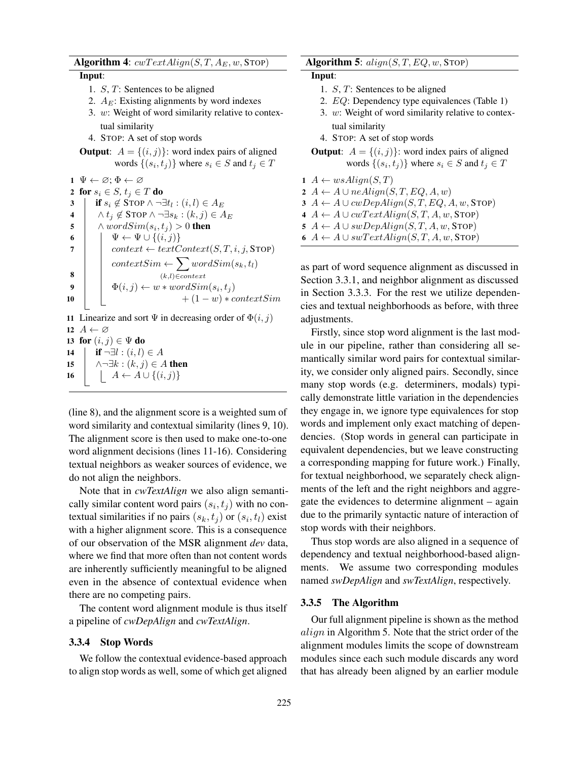**Algorithm 4**: $cwTextAlign(S, T, A_E, w, \text{STOP})$

**Input**:

1. $S$, $T$: Sentences to be aligned
2. $A_E$: Existing alignments by word indexes
3. $w$: Weight of word similarity relative to contextual similarity
4. STOP: A set of stop words

**Output**: $A = \{(i, j)\}$: word index pairs of aligned words $\{(s_i, t_j)\}$ where $s_i \in S$ and $t_j \in T$

```
1  Ψ ← ∅; Φ ← ∅
2  for s_i ∈ S, t_j ∈ T do
3      if s_i ∉ STOP ∧ ¬∃t_l : (i, l) ∈ A_E
4      ∧ t_j ∉ STOP ∧ ¬∃s_k : (k, j) ∈ A_E
5      ∧ wordSim(s_i, t_j) > 0 then
6          Ψ ← Ψ ∪ {(i, j)}
7          context ← textContext(S, T, i, j, STOP)
8          contextSim ← Σ_{(k,l) ∈ context} wordSim(s_k, t_l)
9          Φ(i, j) ← w * wordSim(s_i, t_j)
10                   + (1 − w) * contextSim
11 Linearize and sort Ψ in decreasing order of Φ(i, j)
12 A ← ∅
13 for (i, j) ∈ Ψ do
14     if ¬∃l : (i, l) ∈ A
15     ∧¬∃k : (k, j) ∈ A then
16         A ← A ∪ {(i, j)}
```

(line 8), and the alignment score is a weighted sum of word similarity and contextual similarity (lines 9, 10). The alignment score is then used to make one-to-one word alignment decisions (lines 11-16). Considering textual neighbors as weaker sources of evidence, we do not align the neighbors.

Note that in *cwTextAlign* we also align semantically similar content word pairs $(s_i, t_j)$ with no contextual similarities if no pairs $(s_k, t_j)$ or $(s_i, t_l)$ exist with a higher alignment score. This is a consequence of our observation of the MSR alignment *dev* data, where we find that more often than not content words are inherently sufficiently meaningful to be aligned even in the absence of contextual evidence when there are no competing pairs.

The content word alignment module is thus itself a pipeline of *cwDepAlign* and *cwTextAlign*.

#### 3.3.4 Stop Words

We follow the contextual evidence-based approach to align stop words as well, some of which get aligned as part of word sequence alignment as discussed in Section 3.3.1, and neighbor alignment as discussed in Section 3.3.3. For the rest we utilize dependencies and textual neighborhoods as before, with three adjustments.

Firstly, since stop word alignment is the last module in our pipeline, rather than considering all semantically similar word pairs for contextual similarity, we consider only aligned pairs. Secondly, since many stop words (e.g. determiners, modals) typically demonstrate little variation in the dependencies they engage in, we ignore type equivalences for stop words and implement only exact matching of dependencies. (Stop words in general can participate in equivalent dependencies, but we leave constructing a corresponding mapping for future work.) Finally, for textual neighborhood, we separately check alignments of the left and the right neighbors and aggregate the evidences to determine alignment – again due to the primarily syntactic nature of interaction of stop words with their neighbors.

Thus stop words are also aligned in a sequence of dependency and textual neighborhood-based alignments. We assume two corresponding modules named *swDepAlign* and *swTextAlign*, respectively.

**Algorithm 5**: $align(S, T, EQ, w, \text{STOP})$

**Input**:

1. $S$, $T$: Sentences to be aligned
2. $EQ$: Dependency type equivalences (Table 1)
3. $w$: Weight of word similarity relative to contextual similarity
4. STOP: A set of stop words

**Output**: $A = \{(i, j)\}$: word index pairs of aligned words $\{(s_i, t_j)\}$ where $s_i \in S$ and $t_j \in T$

```
1  A ← wsAlign(S, T)
2  A ← A ∪ neAlign(S, T, EQ, A, w)
3  A ← A ∪ cwDepAlign(S, T, EQ, A, w, STOP)
4  A ← A ∪ cwTextAlign(S, T, A, w, STOP)
5  A ← A ∪ swDepAlign(S, T, A, w, STOP)
6  A ← A ∪ swTextAlign(S, T, A, w, STOP)
```

#### 3.3.5 The Algorithm

Our full alignment pipeline is shown as the method $align$ in Algorithm 5. Note that the strict order of the alignment modules limits the scope of downstream modules since each such module discards any word that has already been aligned by an earlier module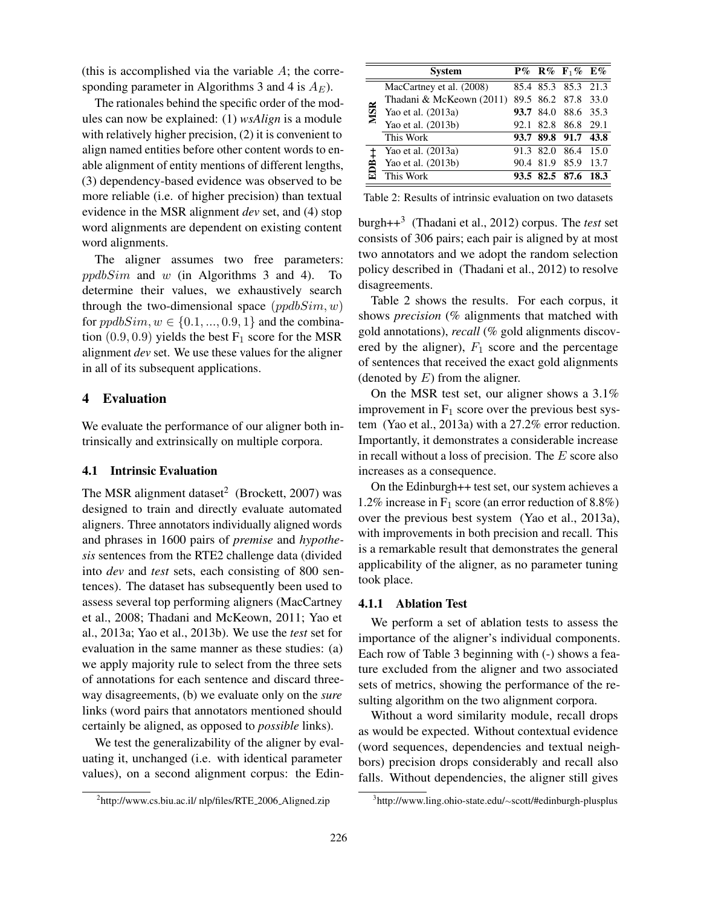(this is accomplished via the variable $A$; the corresponding parameter in Algorithms 3 and 4 is $A_E$).

The rationales behind the specific order of the modules can now be explained: (1) *wsAlign* is a module with relatively higher precision, (2) it is convenient to align named entities before other content words to enable alignment of entity mentions of different lengths, (3) dependency-based evidence was observed to be more reliable (i.e. of higher precision) than textual evidence in the MSR alignment *dev* set, and (4) stop word alignments are dependent on existing content word alignments.

The aligner assumes two free parameters: $ppdbSim$ and $w$ (in Algorithms 3 and 4). To determine their values, we exhaustively search through the two-dimensional space $(ppdbSim, w)$ for $ppdbSim, w \in \{0.1, ..., 0.9, 1\}$ and the combination $(0.9, 0.9)$ yields the best $F_1$ score for the MSR alignment *dev* set. We use these values for the aligner in all of its subsequent applications.

## 4 Evaluation

We evaluate the performance of our aligner both intrinsically and extrinsically on multiple corpora.

### 4.1 Intrinsic Evaluation

The MSR alignment dataset[2] (Brockett, 2007) was designed to train and directly evaluate automated aligners. Three annotators individually aligned words and phrases in 1600 pairs of *premise* and *hypothesis* sentences from the RTE2 challenge data (divided into *dev* and *test* sets, each consisting of 800 sentences). The dataset has subsequently been used to assess several top performing aligners (MacCartney et al., 2008; Thadani and McKeown, 2011; Yao et al., 2013a; Yao et al., 2013b). We use the *test* set for evaluation in the same manner as these studies: (a) we apply majority rule to select from the three sets of annotations for each sentence and discard three-way disagreements, (b) we evaluate only on the *sure* links (word pairs that annotators mentioned should certainly be aligned, as opposed to *possible* links).

We test the generalizability of the aligner by evaluating it, unchanged (i.e. with identical parameter values), on a second alignment corpus: the Edinburgh++[3] (Thadani et al., 2012) corpus. The *test* set consists of 306 pairs; each pair is aligned by at most two annotators and we adopt the random selection policy described in (Thadani et al., 2012) to resolve disagreements.

| | System | P% | R% | $F_1$% | E% |
|---|---|---|---|---|---|
| MSR | MacCartney et al. (2008) | 85.4 | 85.3 | 85.3 | 21.3 |
| | Thadani & McKeown (2011) | 89.5 | 86.2 | 87.8 | 33.0 |
| | Yao et al. (2013a) | **93.7** | 84.0 | 88.6 | 35.3 |
| | Yao et al. (2013b) | 92.1 | 82.8 | 86.8 | 29.1 |
| | This Work | **93.7** | **89.8** | **91.7** | **43.8** |
| EDB++ | Yao et al. (2013a) | 91.3 | 82.0 | 86.4 | 15.0 |
| | Yao et al. (2013b) | 90.4 | 81.9 | 85.9 | 13.7 |
| | This Work | **93.5** | **82.5** | **87.6** | **18.3** |

Table 2: Results of intrinsic evaluation on two datasets

Table 2 shows the results. For each corpus, it shows *precision* (% alignments that matched with gold annotations), *recall* (% gold alignments discovered by the aligner), $F_1$ score and the percentage of sentences that received the exact gold alignments (denoted by $E$) from the aligner.

On the MSR test set, our aligner shows a 3.1% improvement in $F_1$ score over the previous best system (Yao et al., 2013a) with a 27.2% error reduction. Importantly, it demonstrates a considerable increase in recall without a loss of precision. The $E$ score also increases as a consequence.

On the Edinburgh++ test set, our system achieves a 1.2% increase in $F_1$ score (an error reduction of 8.8%) over the previous best system (Yao et al., 2013a), with improvements in both precision and recall. This is a remarkable result that demonstrates the general applicability of the aligner, as no parameter tuning took place.

#### 4.1.1 Ablation Test

We perform a set of ablation tests to assess the importance of the aligner's individual components. Each row of Table 3 beginning with (-) shows a feature excluded from the aligner and two associated sets of metrics, showing the performance of the resulting algorithm on the two alignment corpora.

Without a word similarity module, recall drops as would be expected. Without contextual evidence (word sequences, dependencies and textual neighbors) precision drops considerably and recall also falls. Without dependencies, the aligner still gives

[2] http://www.cs.biu.ac.il/ nlp/files/RTE_2006_Aligned.zip

[3] http://www.ling.ohio-state.edu/~scott/#edinburgh-plusplus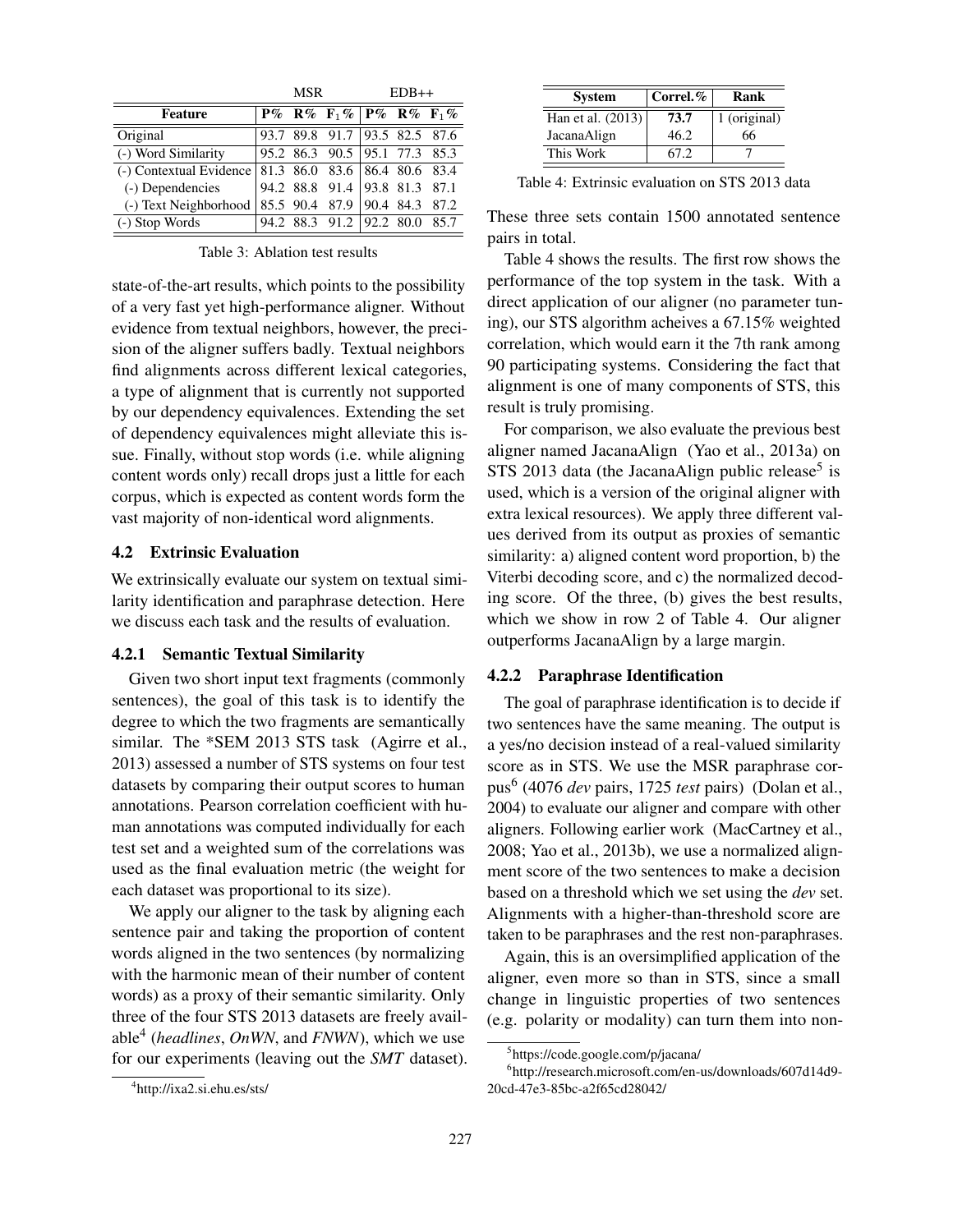| | MSR | | | EDB++ | | |
|---|---|---|---|---|---|---|
| **Feature** | **P%** | **R%** | **$F_1$%** | **P%** | **R%** | **$F_1$%** |
| Original | 93.7 | 89.8 | 91.7 | 93.5 | 82.5 | 87.6 |
| (-) Word Similarity | 95.2 | 86.3 | 90.5 | 95.1 | 77.3 | 85.3 |
| (-) Contextual Evidence | 81.3 | 86.0 | 83.6 | 86.4 | 80.6 | 83.4 |
| (-) Dependencies | 94.2 | 88.8 | 91.4 | 93.8 | 81.3 | 87.1 |
| (-) Text Neighborhood | 85.5 | 90.4 | 87.9 | 90.4 | 84.3 | 87.2 |
| (-) Stop Words | 94.2 | 88.3 | 91.2 | 92.2 | 80.0 | 85.7 |

Table 3: Ablation test results

state-of-the-art results, which points to the possibility of a very fast yet high-performance aligner. Without evidence from textual neighbors, however, the precision of the aligner suffers badly. Textual neighbors find alignments across different lexical categories, a type of alignment that is currently not supported by our dependency equivalences. Extending the set of dependency equivalences might alleviate this issue. Finally, without stop words (i.e. while aligning content words only) recall drops just a little for each corpus, which is expected as content words form the vast majority of non-identical word alignments.

### 4.2 Extrinsic Evaluation

We extrinsically evaluate our system on textual similarity identification and paraphrase detection. Here we discuss each task and the results of evaluation.

#### 4.2.1 Semantic Textual Similarity

Given two short input text fragments (commonly sentences), the goal of this task is to identify the degree to which the two fragments are semantically similar. The *SEM 2013 STS task (Agirre et al., 2013) assessed a number of STS systems on four test datasets by comparing their output scores to human annotations. Pearson correlation coefficient with human annotations was computed individually for each test set and a weighted sum of the correlations was used as the final evaluation metric (the weight for each dataset was proportional to its size).

We apply our aligner to the task by aligning each sentence pair and taking the proportion of content words aligned in the two sentences (by normalizing with the harmonic mean of their number of content words) as a proxy of their semantic similarity. Only three of the four STS 2013 datasets are freely available[4] (*headlines*, *OnWN*, and *FNWN*), which we use for our experiments (leaving out the *SMT* dataset).

[4] http://ixa2.si.ehu.es/sts/

| System | Correl.% | Rank |
|---|---|---|
| Han et al. (2013) | **73.7** | 1 (original) |
| JacanaAlign | 46.2 | 66 |
| This Work | 67.2 | 7 |

Table 4: Extrinsic evaluation on STS 2013 data

These three sets contain 1500 annotated sentence pairs in total.

Table 4 shows the results. The first row shows the performance of the top system in the task. With a direct application of our aligner (no parameter tuning), our STS algorithm acheives a 67.15% weighted correlation, which would earn it the 7th rank among 90 participating systems. Considering the fact that alignment is one of many components of STS, this result is truly promising.

For comparison, we also evaluate the previous best aligner named JacanaAlign (Yao et al., 2013a) on STS 2013 data (the JacanaAlign public release[5] is used, which is a version of the original aligner with extra lexical resources). We apply three different values derived from its output as proxies of semantic similarity: a) aligned content word proportion, b) the Viterbi decoding score, and c) the normalized decoding score. Of the three, (b) gives the best results, which we show in row 2 of Table 4. Our aligner outperforms JacanaAlign by a large margin.

#### 4.2.2 Paraphrase Identification

The goal of paraphrase identification is to decide if two sentences have the same meaning. The output is a yes/no decision instead of a real-valued similarity score as in STS. We use the MSR paraphrase corpus[6] (4076 *dev* pairs, 1725 *test* pairs) (Dolan et al., 2004) to evaluate our aligner and compare with other aligners. Following earlier work (MacCartney et al., 2008; Yao et al., 2013b), we use a normalized alignment score of the two sentences to make a decision based on a threshold which we set using the *dev* set. Alignments with a higher-than-threshold score are taken to be paraphrases and the rest non-paraphrases.

Again, this is an oversimplified application of the aligner, even more so than in STS, since a small change in linguistic properties of two sentences (e.g. polarity or modality) can turn them into non-

[5] https://code.google.com/p/jacana/

[6] http://research.microsoft.com/en-us/downloads/607d14d9-20cd-47e3-85bc-a2f65cd28042/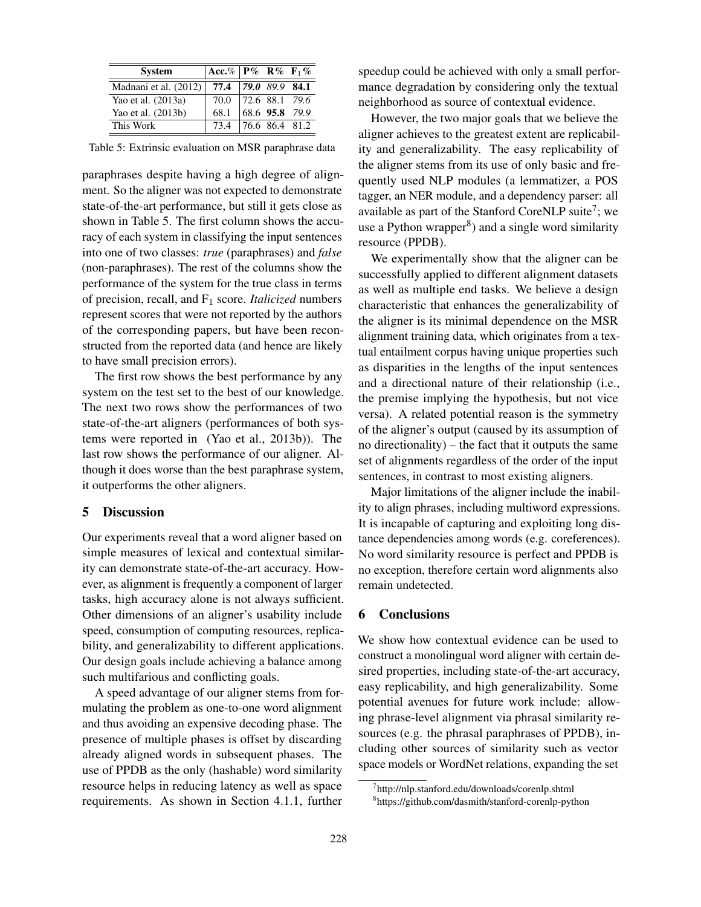| System | Acc.% | P% | R% | $F_1$% |
|---|---|---|---|---|
| Madnani et al. (2012) | **77.4** | *79.0* | *89.9* | **84.1** |
| Yao et al. (2013a) | 70.0 | 72.6 | 88.1 | *79.6* |
| Yao et al. (2013b) | 68.1 | 68.6 | **95.8** | *79.9* |
| This Work | 73.4 | 76.6 | 86.4 | 81.2 |

Table 5: Extrinsic evaluation on MSR paraphrase data

paraphrases despite having a high degree of alignment. So the aligner was not expected to demonstrate state-of-the-art performance, but still it gets close as shown in Table 5. The first column shows the accuracy of each system in classifying the input sentences into one of two classes: *true* (paraphrases) and *false* (non-paraphrases). The rest of the columns show the performance of the system for the true class in terms of precision, recall, and $F_1$ score. *Italicized* numbers represent scores that were not reported by the authors of the corresponding papers, but have been reconstructed from the reported data (and hence are likely to have small precision errors).

The first row shows the best performance by any system on the test set to the best of our knowledge. The next two rows show the performances of two state-of-the-art aligners (performances of both systems were reported in (Yao et al., 2013b)). The last row shows the performance of our aligner. Although it does worse than the best paraphrase system, it outperforms the other aligners.

## 5 Discussion

Our experiments reveal that a word aligner based on simple measures of lexical and contextual similarity can demonstrate state-of-the-art accuracy. However, as alignment is frequently a component of larger tasks, high accuracy alone is not always sufficient. Other dimensions of an aligner's usability include speed, consumption of computing resources, replicability, and generalizability to different applications. Our design goals include achieving a balance among such multifarious and conflicting goals.

A speed advantage of our aligner stems from formulating the problem as one-to-one word alignment and thus avoiding an expensive decoding phase. The presence of multiple phases is offset by discarding already aligned words in subsequent phases. The use of PPDB as the only (hashable) word similarity resource helps in reducing latency as well as space requirements. As shown in Section 4.1.1, further speedup could be achieved with only a small performance degradation by considering only the textual neighborhood as source of contextual evidence.

However, the two major goals that we believe the aligner achieves to the greatest extent are replicability and generalizability. The easy replicability of the aligner stems from its use of only basic and frequently used NLP modules (a lemmatizer, a POS tagger, an NER module, and a dependency parser: all available as part of the Stanford CoreNLP suite[7]; we use a Python wrapper[8]) and a single word similarity resource (PPDB).

We experimentally show that the aligner can be successfully applied to different alignment datasets as well as multiple end tasks. We believe a design characteristic that enhances the generalizability of the aligner is its minimal dependence on the MSR alignment training data, which originates from a textual entailment corpus having unique properties such as disparities in the lengths of the input sentences and a directional nature of their relationship (i.e., the premise implying the hypothesis, but not vice versa). A related potential reason is the symmetry of the aligner's output (caused by its assumption of no directionality) – the fact that it outputs the same set of alignments regardless of the order of the input sentences, in contrast to most existing aligners.

Major limitations of the aligner include the inability to align phrases, including multiword expressions. It is incapable of capturing and exploiting long distance dependencies among words (e.g. coreferences). No word similarity resource is perfect and PPDB is no exception, therefore certain word alignments also remain undetected.

## 6 Conclusions

We show how contextual evidence can be used to construct a monolingual word aligner with certain desired properties, including state-of-the-art accuracy, easy replicability, and high generalizability. Some potential avenues for future work include: allowing phrase-level alignment via phrasal similarity resources (e.g. the phrasal paraphrases of PPDB), including other sources of similarity such as vector space models or WordNet relations, expanding the set

[7] http://nlp.stanford.edu/downloads/corenlp.shtml

[8] https://github.com/dasmith/stanford-corenlp-python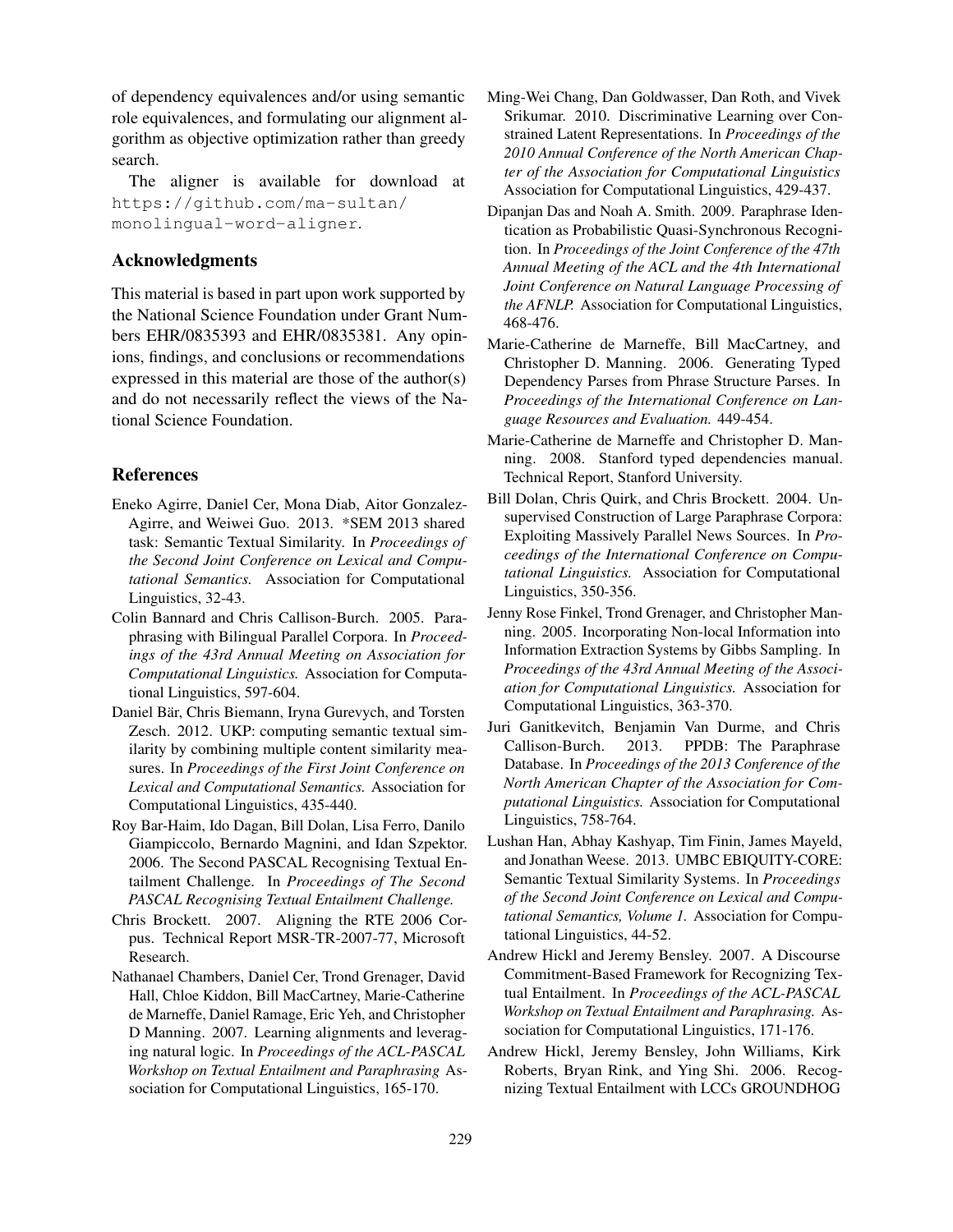of dependency equivalences and/or using semantic role equivalences, and formulating our alignment algorithm as objective optimization rather than greedy search.

The aligner is available for download at `https://github.com/ma-sultan/monolingual-word-aligner`.

## Acknowledgments

This material is based in part upon work supported by the National Science Foundation under Grant Numbers EHR/0835393 and EHR/0835381. Any opinions, findings, and conclusions or recommendations expressed in this material are those of the author(s) and do not necessarily reflect the views of the National Science Foundation.

## References

Eneko Agirre, Daniel Cer, Mona Diab, Aitor Gonzalez-Agirre, and Weiwei Guo. 2013. *SEM 2013 shared task: Semantic Textual Similarity. In *Proceedings of the Second Joint Conference on Lexical and Computational Semantics.* Association for Computational Linguistics, 32-43.

Colin Bannard and Chris Callison-Burch. 2005. Paraphrasing with Bilingual Parallel Corpora. In *Proceedings of the 43rd Annual Meeting on Association for Computational Linguistics.* Association for Computational Linguistics, 597-604.

Daniel Bär, Chris Biemann, Iryna Gurevych, and Torsten Zesch. 2012. UKP: computing semantic textual similarity by combining multiple content similarity measures. In *Proceedings of the First Joint Conference on Lexical and Computational Semantics.* Association for Computational Linguistics, 435-440.

Roy Bar-Haim, Ido Dagan, Bill Dolan, Lisa Ferro, Danilo Giampiccolo, Bernardo Magnini, and Idan Szpektor. 2006. The Second PASCAL Recognising Textual Entailment Challenge. In *Proceedings of The Second PASCAL Recognising Textual Entailment Challenge.*

Chris Brockett. 2007. Aligning the RTE 2006 Corpus. Technical Report MSR-TR-2007-77, Microsoft Research.

Nathanael Chambers, Daniel Cer, Trond Grenager, David Hall, Chloe Kiddon, Bill MacCartney, Marie-Catherine de Marneffe, Daniel Ramage, Eric Yeh, and Christopher D Manning. 2007. Learning alignments and leveraging natural logic. In *Proceedings of the ACL-PASCAL Workshop on Textual Entailment and Paraphrasing* Association for Computational Linguistics, 165-170.

Ming-Wei Chang, Dan Goldwasser, Dan Roth, and Vivek Srikumar. 2010. Discriminative Learning over Constrained Latent Representations. In *Proceedings of the 2010 Annual Conference of the North American Chapter of the Association for Computational Linguistics* Association for Computational Linguistics, 429-437.

Dipanjan Das and Noah A. Smith. 2009. Paraphrase Identication as Probabilistic Quasi-Synchronous Recognition. In *Proceedings of the Joint Conference of the 47th Annual Meeting of the ACL and the 4th International Joint Conference on Natural Language Processing of the AFNLP.* Association for Computational Linguistics, 468-476.

Marie-Catherine de Marneffe, Bill MacCartney, and Christopher D. Manning. 2006. Generating Typed Dependency Parses from Phrase Structure Parses. In *Proceedings of the International Conference on Language Resources and Evaluation.* 449-454.

Marie-Catherine de Marneffe and Christopher D. Manning. 2008. Stanford typed dependencies manual. Technical Report, Stanford University.

Bill Dolan, Chris Quirk, and Chris Brockett. 2004. Unsupervised Construction of Large Paraphrase Corpora: Exploiting Massively Parallel News Sources. In *Proceedings of the International Conference on Computational Linguistics.* Association for Computational Linguistics, 350-356.

Jenny Rose Finkel, Trond Grenager, and Christopher Manning. 2005. Incorporating Non-local Information into Information Extraction Systems by Gibbs Sampling. In *Proceedings of the 43rd Annual Meeting of the Association for Computational Linguistics.* Association for Computational Linguistics, 363-370.

Juri Ganitkevitch, Benjamin Van Durme, and Chris Callison-Burch. 2013. PPDB: The Paraphrase Database. In *Proceedings of the 2013 Conference of the North American Chapter of the Association for Computational Linguistics.* Association for Computational Linguistics, 758-764.

Lushan Han, Abhay Kashyap, Tim Finin, James Mayeld, and Jonathan Weese. 2013. UMBC EBIQUITY-CORE: Semantic Textual Similarity Systems. In *Proceedings of the Second Joint Conference on Lexical and Computational Semantics, Volume 1.* Association for Computational Linguistics, 44-52.

Andrew Hickl and Jeremy Bensley. 2007. A Discourse Commitment-Based Framework for Recognizing Textual Entailment. In *Proceedings of the ACL-PASCAL Workshop on Textual Entailment and Paraphrasing.* Association for Computational Linguistics, 171-176.

Andrew Hickl, Jeremy Bensley, John Williams, Kirk Roberts, Bryan Rink, and Ying Shi. 2006. Recognizing Textual Entailment with LCCs GROUNDHOG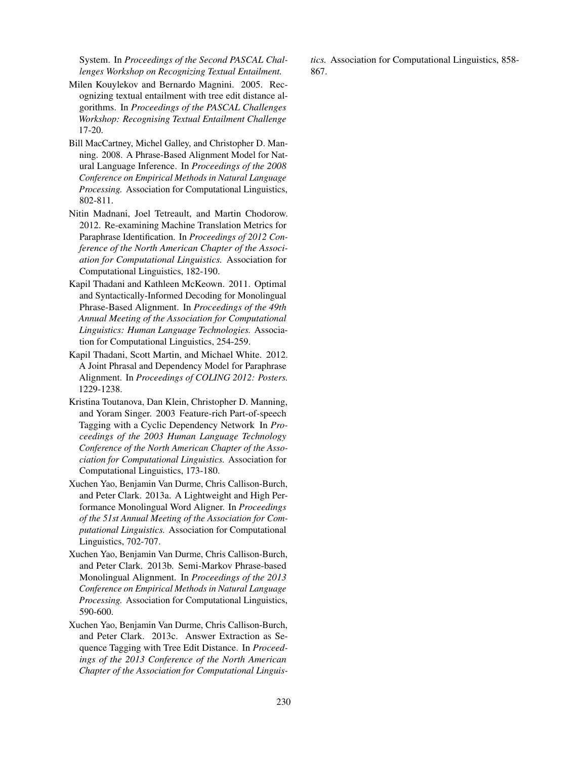System. In *Proceedings of the Second PASCAL Challenges Workshop on Recognizing Textual Entailment.*

Milen Kouylekov and Bernardo Magnini. 2005. Recognizing textual entailment with tree edit distance algorithms. In *Proceedings of the PASCAL Challenges Workshop: Recognising Textual Entailment Challenge* 17-20.

Bill MacCartney, Michel Galley, and Christopher D. Manning. 2008. A Phrase-Based Alignment Model for Natural Language Inference. In *Proceedings of the 2008 Conference on Empirical Methods in Natural Language Processing.* Association for Computational Linguistics, 802-811.

Nitin Madnani, Joel Tetreault, and Martin Chodorow. 2012. Re-examining Machine Translation Metrics for Paraphrase Identification. In *Proceedings of 2012 Conference of the North American Chapter of the Association for Computational Linguistics.* Association for Computational Linguistics, 182-190.

Kapil Thadani and Kathleen McKeown. 2011. Optimal and Syntactically-Informed Decoding for Monolingual Phrase-Based Alignment. In *Proceedings of the 49th Annual Meeting of the Association for Computational Linguistics: Human Language Technologies.* Association for Computational Linguistics, 254-259.

Kapil Thadani, Scott Martin, and Michael White. 2012. A Joint Phrasal and Dependency Model for Paraphrase Alignment. In *Proceedings of COLING 2012: Posters.* 1229-1238.

Kristina Toutanova, Dan Klein, Christopher D. Manning, and Yoram Singer. 2003 Feature-rich Part-of-speech Tagging with a Cyclic Dependency Network In *Proceedings of the 2003 Human Language Technology Conference of the North American Chapter of the Association for Computational Linguistics.* Association for Computational Linguistics, 173-180.

Xuchen Yao, Benjamin Van Durme, Chris Callison-Burch, and Peter Clark. 2013a. A Lightweight and High Performance Monolingual Word Aligner. In *Proceedings of the 51st Annual Meeting of the Association for Computational Linguistics.* Association for Computational Linguistics, 702-707.

Xuchen Yao, Benjamin Van Durme, Chris Callison-Burch, and Peter Clark. 2013b. Semi-Markov Phrase-based Monolingual Alignment. In *Proceedings of the 2013 Conference on Empirical Methods in Natural Language Processing.* Association for Computational Linguistics, 590-600.

Xuchen Yao, Benjamin Van Durme, Chris Callison-Burch, and Peter Clark. 2013c. Answer Extraction as Sequence Tagging with Tree Edit Distance. In *Proceedings of the 2013 Conference of the North American Chapter of the Association for Computational Linguistics.* Association for Computational Linguistics, 858-867.